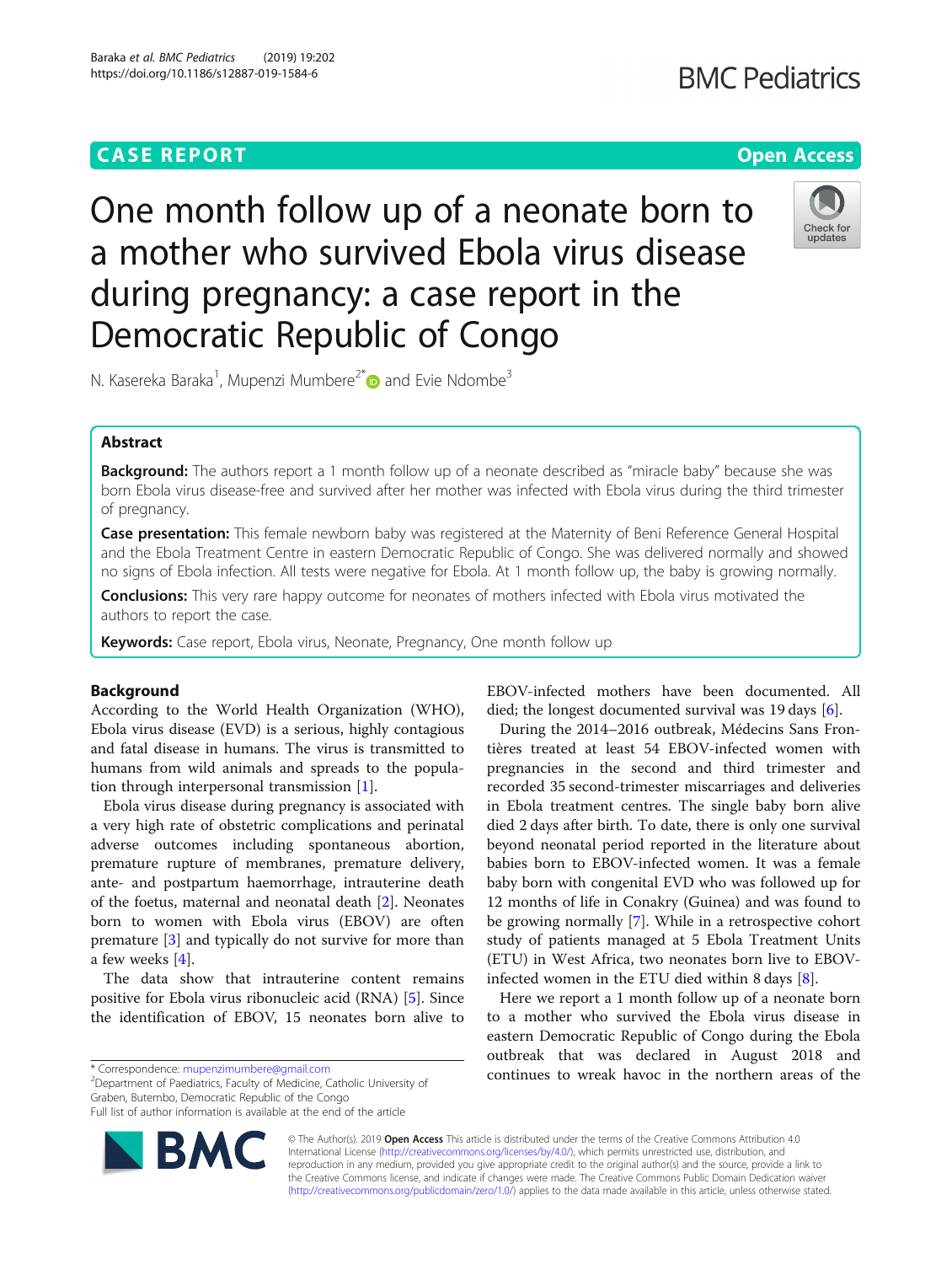CASE REPORT

Open Access

# One month follow up of a neonate born to a mother who survived Ebola virus disease during pregnancy: a case report in the Democratic Republic of Congo

N. Kasereka Baraka[1], Mupenzi Mumbere[2*] and Evie Ndombe[3]

## Abstract

**Background:** The authors report a 1 month follow up of a neonate described as "miracle baby" because she was born Ebola virus disease-free and survived after her mother was infected with Ebola virus during the third trimester of pregnancy.

**Case presentation:** This female newborn baby was registered at the Maternity of Beni Reference General Hospital and the Ebola Treatment Centre in eastern Democratic Republic of Congo. She was delivered normally and showed no signs of Ebola infection. All tests were negative for Ebola. At 1 month follow up, the baby is growing normally.

**Conclusions:** This very rare happy outcome for neonates of mothers infected with Ebola virus motivated the authors to report the case.

**Keywords:** Case report, Ebola virus, Neonate, Pregnancy, One month follow up

## Background

According to the World Health Organization (WHO), Ebola virus disease (EVD) is a serious, highly contagious and fatal disease in humans. The virus is transmitted to humans from wild animals and spreads to the population through interpersonal transmission [1].

Ebola virus disease during pregnancy is associated with a very high rate of obstetric complications and perinatal adverse outcomes including spontaneous abortion, premature rupture of membranes, premature delivery, ante- and postpartum haemorrhage, intrauterine death of the foetus, maternal and neonatal death [2]. Neonates born to women with Ebola virus (EBOV) are often premature [3] and typically do not survive for more than a few weeks [4].

The data show that intrauterine content remains positive for Ebola virus ribonucleic acid (RNA) [5]. Since the identification of EBOV, 15 neonates born alive to EBOV-infected mothers have been documented. All died; the longest documented survival was 19 days [6].

During the 2014–2016 outbreak, Médecins Sans Frontières treated at least 54 EBOV-infected women with pregnancies in the second and third trimester and recorded 35 second-trimester miscarriages and deliveries in Ebola treatment centres. The single baby born alive died 2 days after birth. To date, there is only one survival beyond neonatal period reported in the literature about babies born to EBOV-infected women. It was a female baby born with congenital EVD who was followed up for 12 months of life in Conakry (Guinea) and was found to be growing normally [7]. While in a retrospective cohort study of patients managed at 5 Ebola Treatment Units (ETU) in West Africa, two neonates born live to EBOV-infected women in the ETU died within 8 days [8].

Here we report a 1 month follow up of a neonate born to a mother who survived the Ebola virus disease in eastern Democratic Republic of Congo during the Ebola outbreak that was declared in August 2018 and continues to wreak havoc in the northern areas of the

\* Correspondence: mupenzimumbere@gmail.com
[2]Department of Paediatrics, Faculty of Medicine, Catholic University of Graben, Butembo, Democratic Republic of the Congo
Full list of author information is available at the end of the article

© The Author(s). 2019 **Open Access** This article is distributed under the terms of the Creative Commons Attribution 4.0 International License (http://creativecommons.org/licenses/by/4.0/), which permits unrestricted use, distribution, and reproduction in any medium, provided you give appropriate credit to the original author(s) and the source, provide a link to the Creative Commons license, and indicate if changes were made. The Creative Commons Public Domain Dedication waiver (http://creativecommons.org/publicdomain/zero/1.0/) applies to the data made available in this article, unless otherwise stated.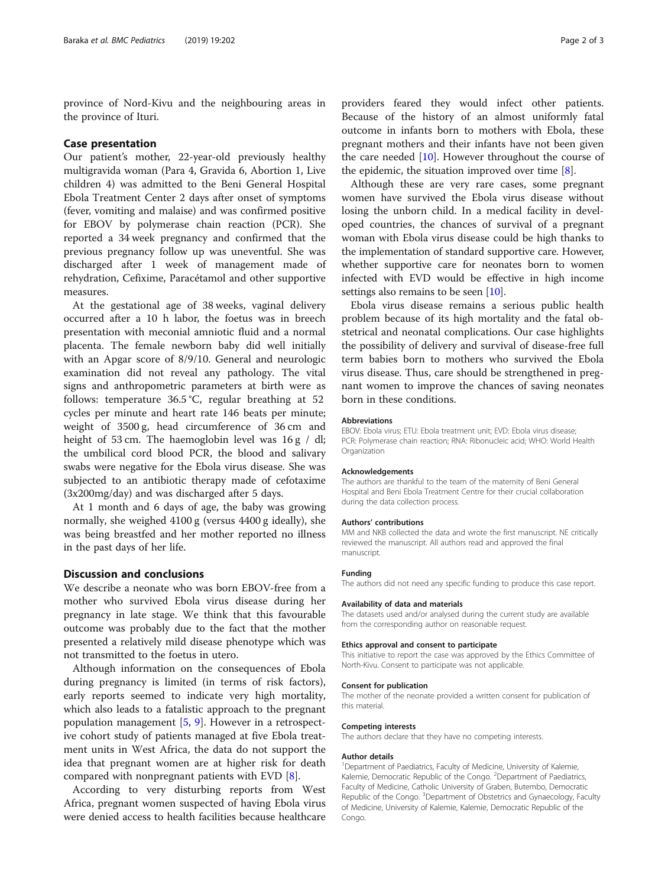province of Nord-Kivu and the neighbouring areas in the province of Ituri.

## Case presentation

Our patient's mother, 22-year-old previously healthy multigravida woman (Para 4, Gravida 6, Abortion 1, Live children 4) was admitted to the Beni General Hospital Ebola Treatment Center 2 days after onset of symptoms (fever, vomiting and malaise) and was confirmed positive for EBOV by polymerase chain reaction (PCR). She reported a 34 week pregnancy and confirmed that the previous pregnancy follow up was uneventful. She was discharged after 1 week of management made of rehydration, Cefixime, Paracétamol and other supportive measures.

At the gestational age of 38 weeks, vaginal delivery occurred after a 10 h labor, the foetus was in breech presentation with meconial amniotic fluid and a normal placenta. The female newborn baby did well initially with an Apgar score of 8/9/10. General and neurologic examination did not reveal any pathology. The vital signs and anthropometric parameters at birth were as follows: temperature 36.5 °C, regular breathing at 52 cycles per minute and heart rate 146 beats per minute; weight of 3500 g, head circumference of 36 cm and height of 53 cm. The haemoglobin level was 16 g / dl; the umbilical cord blood PCR, the blood and salivary swabs were negative for the Ebola virus disease. She was subjected to an antibiotic therapy made of cefotaxime (3x200mg/day) and was discharged after 5 days.

At 1 month and 6 days of age, the baby was growing normally, she weighed 4100 g (versus 4400 g ideally), she was being breastfed and her mother reported no illness in the past days of her life.

## Discussion and conclusions

We describe a neonate who was born EBOV-free from a mother who survived Ebola virus disease during her pregnancy in late stage. We think that this favourable outcome was probably due to the fact that the mother presented a relatively mild disease phenotype which was not transmitted to the foetus in utero.

Although information on the consequences of Ebola during pregnancy is limited (in terms of risk factors), early reports seemed to indicate very high mortality, which also leads to a fatalistic approach to the pregnant population management [5, 9]. However in a retrospective cohort study of patients managed at five Ebola treatment units in West Africa, the data do not support the idea that pregnant women are at higher risk for death compared with nonpregnant patients with EVD [8].

According to very disturbing reports from West Africa, pregnant women suspected of having Ebola virus were denied access to health facilities because healthcare providers feared they would infect other patients. Because of the history of an almost uniformly fatal outcome in infants born to mothers with Ebola, these pregnant mothers and their infants have not been given the care needed [10]. However throughout the course of the epidemic, the situation improved over time [8].

Although these are very rare cases, some pregnant women have survived the Ebola virus disease without losing the unborn child. In a medical facility in developed countries, the chances of survival of a pregnant woman with Ebola virus disease could be high thanks to the implementation of standard supportive care. However, whether supportive care for neonates born to women infected with EVD would be effective in high income settings also remains to be seen [10].

Ebola virus disease remains a serious public health problem because of its high mortality and the fatal obstetrical and neonatal complications. Our case highlights the possibility of delivery and survival of disease-free full term babies born to mothers who survived the Ebola virus disease. Thus, care should be strengthened in pregnant women to improve the chances of saving neonates born in these conditions.

#### Abbreviations

EBOV: Ebola virus; ETU: Ebola treatment unit; EVD: Ebola virus disease; PCR: Polymerase chain reaction; RNA: Ribonucleic acid; WHO: World Health Organization

#### Acknowledgements

The authors are thankful to the team of the maternity of Beni General Hospital and Beni Ebola Treatment Centre for their crucial collaboration during the data collection process.

#### Authors' contributions

MM and NKB collected the data and wrote the first manuscript. NE critically reviewed the manuscript. All authors read and approved the final manuscript.

#### Funding

The authors did not need any specific funding to produce this case report.

#### Availability of data and materials

The datasets used and/or analysed during the current study are available from the corresponding author on reasonable request.

#### Ethics approval and consent to participate

This initiative to report the case was approved by the Ethics Committee of North-Kivu. Consent to participate was not applicable.

#### Consent for publication

The mother of the neonate provided a written consent for publication of this material.

#### Competing interests

The authors declare that they have no competing interests.

#### Author details

[1]Department of Paediatrics, Faculty of Medicine, University of Kalemie, Kalemie, Democratic Republic of the Congo. [2]Department of Paediatrics, Faculty of Medicine, Catholic University of Graben, Butembo, Democratic Republic of the Congo. [3]Department of Obstetrics and Gynaecology, Faculty of Medicine, University of Kalemie, Kalemie, Democratic Republic of the Congo.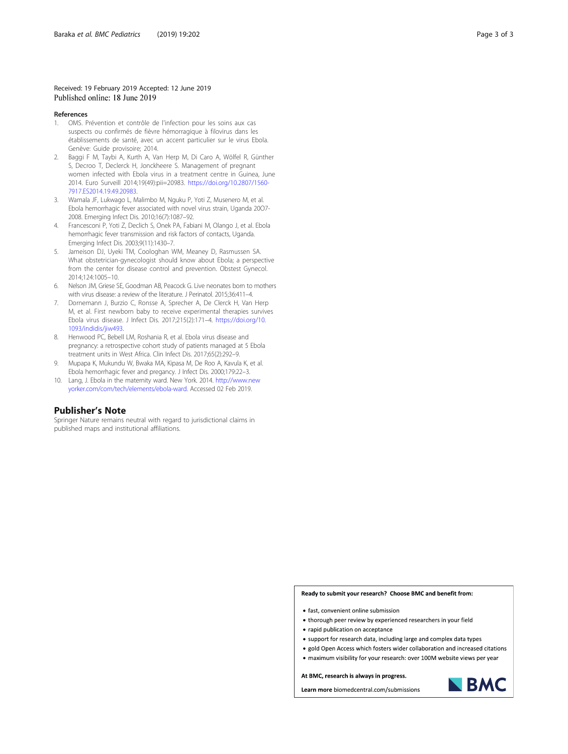Received: 19 February 2019 Accepted: 12 June 2019
Published online: 18 June 2019

## References

1. OMS. Prévention et contrôle de l'infection pour les soins aux cas suspects ou confirmés de fièvre hémorragique à filovirus dans les établissements de santé, avec un accent particulier sur le virus Ebola. Genève: Guide provisoire; 2014.
2. Baggi F M, Taybi A, Kurth A, Van Herp M, Di Caro A, Wölfel R, Günther S, Decroo T, Declerck H, Jonckheere S. Management of pregnant women infected with Ebola virus in a treatment centre in Guinea, June 2014. Euro Surveill 2014;19(49):pii=20983. https://doi.org/10.2807/1560-7917.ES2014.19.49.20983.
3. Wamala JF, Lukwago L, Malimbo M, Nguku P, Yoti Z, Musenero M, et al. Ebola hemorrhagic fever associated with novel virus strain, Uganda 20O7-2008. Emerging Infect Dis. 2010;16(7):1087–92.
4. Francesconi P, Yoti Z, Declich S, Onek PA, Fabiani M, Olango J, et al. Ebola hemorrhagic fever transmission and risk factors of contacts, Uganda. Emerging Infect Dis. 2003;9(11):1430–7.
5. Jameison DJ, Uyeki TM, Coologhan WM, Meaney D, Rasmussen SA. What obstetrician-gynecologist should know about Ebola; a perspective from the center for disease control and prevention. Obstest Gynecol. 2014;124:1005–10.
6. Nelson JM, Griese SE, Goodman AB, Peacock G. Live neonates born to mothers with virus disease: a review of the literature. J Perinatol. 2015;36:411–4.
7. Dornemann J, Burzio C, Ronsse A, Sprecher A, De Clerck H, Van Herp M, et al. First newborn baby to receive experimental therapies survives Ebola virus disease. J Infect Dis. 2017;215(2):171–4. https://doi.org/10.1093/indidis/jiw493.
8. Henwood PC, Bebell LM, Roshania R, et al. Ebola virus disease and pregnancy: a retrospective cohort study of patients managed at 5 Ebola treatment units in West Africa. Clin Infect Dis. 2017;65(2):292–9.
9. Mupapa K, Mukundu W, Bwaka MA, Kipasa M, De Roo A, Kavula K, et al. Ebola hemorrhagic fever and pregancy. J Infect Dis. 2000;179:22–3.
10. Lang, J. Ebola in the maternity ward. New York. 2014. http://www.newyorker.com/com/tech/elements/ebola-ward. Accessed 02 Feb 2019.

## Publisher's Note

Springer Nature remains neutral with regard to jurisdictional claims in published maps and institutional affiliations.

**Ready to submit your research? Choose BMC and benefit from:**

- fast, convenient online submission
- thorough peer review by experienced researchers in your field
- rapid publication on acceptance
- support for research data, including large and complex data types
- gold Open Access which fosters wider collaboration and increased citations
- maximum visibility for your research: over 100M website views per year

**At BMC, research is always in progress.**

**Learn more** biomedcentral.com/submissions

BMC